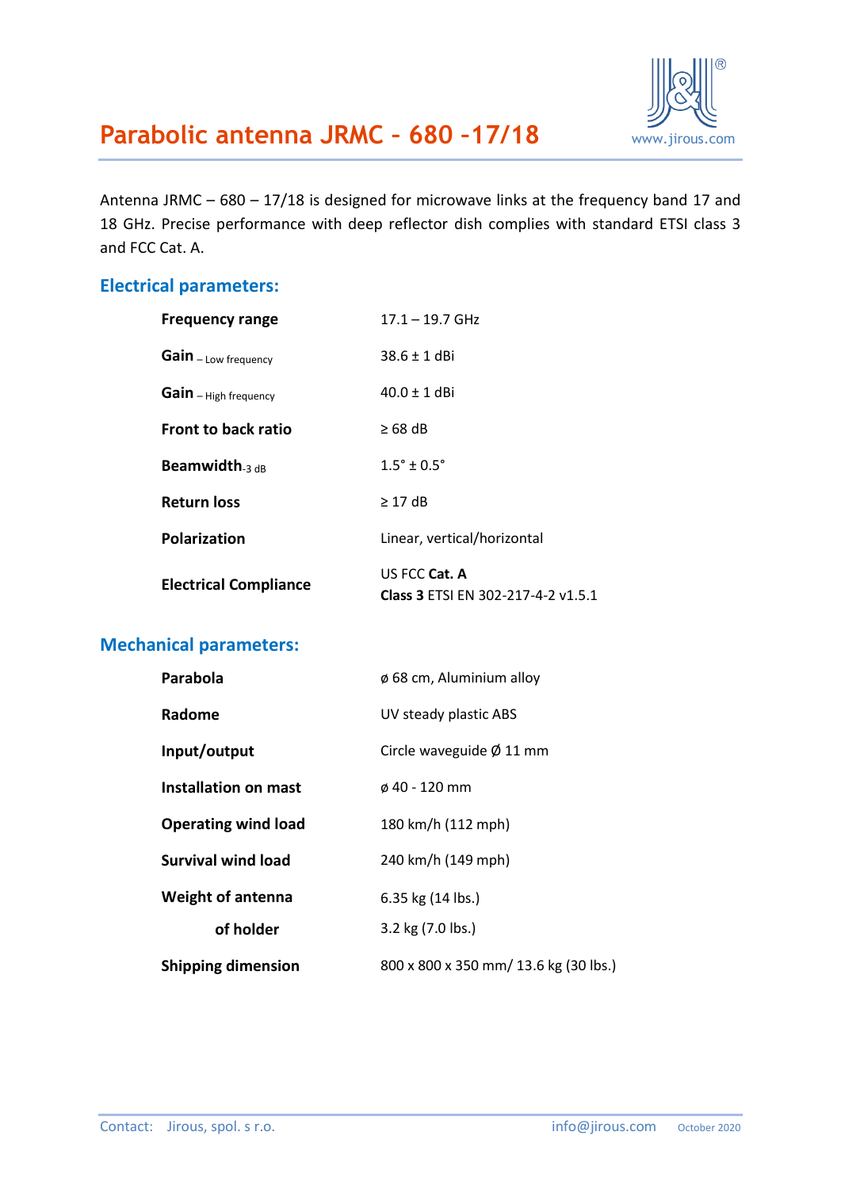# Parabolic antenna JRMC – 680 –17/18

www.jirous.com

Antenna JRMC – 680 – 17/18 is designed for microwave links at the frequency band 17 and 18 GHz. Precise performance with deep reflector dish complies with standard ETSI class 3 and FCC Cat. A.

## Electrical parameters:

| | |
|---|---|
| **Frequency range** | 17.1 – 19.7 GHz |
| **Gain** – Low frequency | 38.6 ± 1 dBi |
| **Gain** – High frequency | 40.0 ± 1 dBi |
| **Front to back ratio** | ≥ 68 dB |
| **Beamwidth**$_{-3\ dB}$ | 1.5° ± 0.5° |
| **Return loss** | ≥ 17 dB |
| **Polarization** | Linear, vertical/horizontal |
| **Electrical Compliance** | US FCC **Cat. A**<br>**Class 3** ETSI EN 302-217-4-2 v1.5.1 |

## Mechanical parameters:

| | |
|---|---|
| **Parabola** | ø 68 cm, Aluminium alloy |
| **Radome** | UV steady plastic ABS |
| **Input/output** | Circle waveguide Ø 11 mm |
| **Installation on mast** | ø 40 - 120 mm |
| **Operating wind load** | 180 km/h (112 mph) |
| **Survival wind load** | 240 km/h (149 mph) |
| **Weight of antenna** | 6.35 kg (14 lbs.) |
| **of holder** | 3.2 kg (7.0 lbs.) |
| **Shipping dimension** | 800 x 800 x 350 mm/ 13.6 kg (30 lbs.) |

Contact: Jirous, spol. s r.o. info@jirous.com October 2020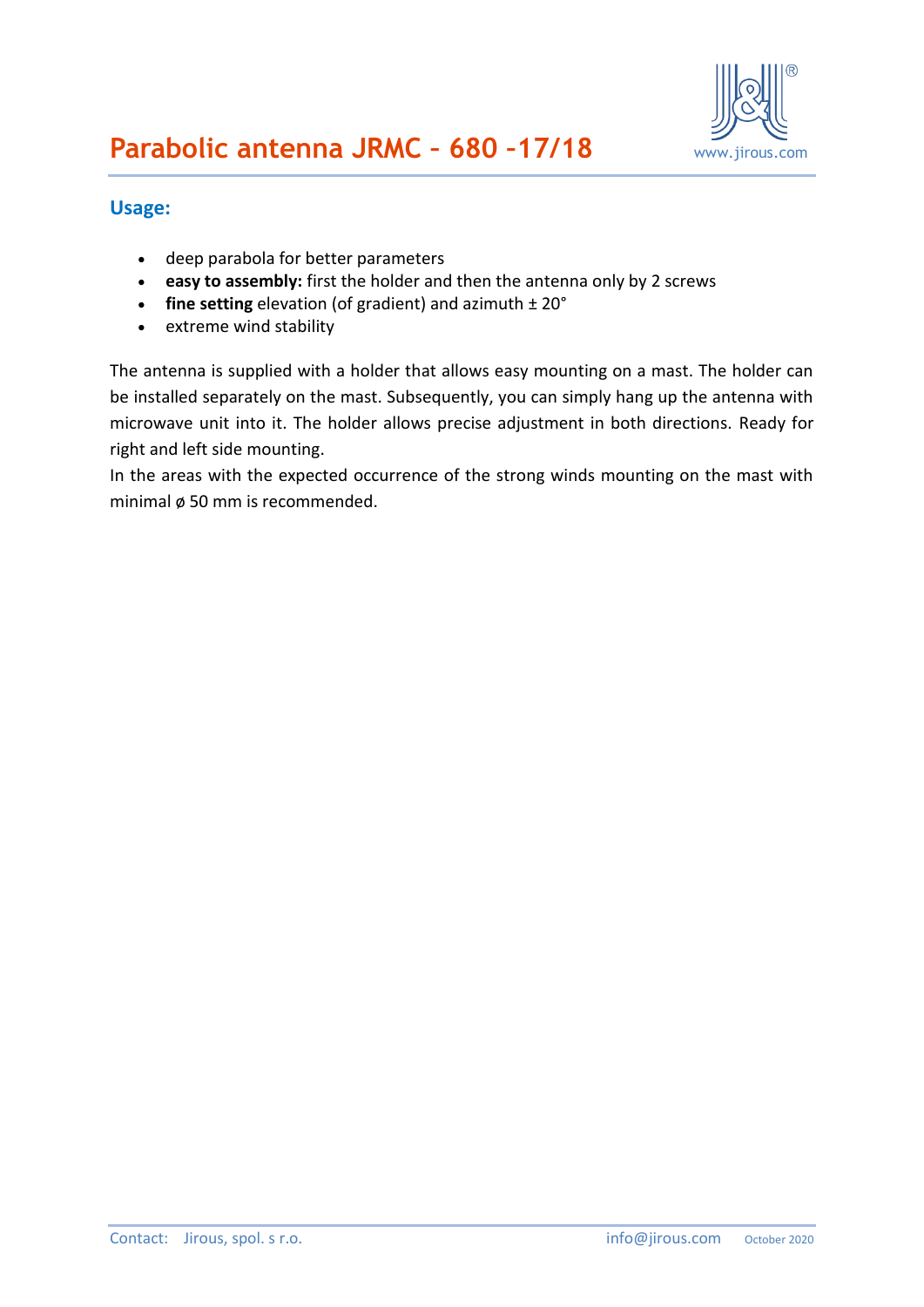# Parabolic antenna JRMC – 680 –17/18

## Usage:

- deep parabola for better parameters
- **easy to assembly:** first the holder and then the antenna only by 2 screws
- **fine setting** elevation (of gradient) and azimuth ± 20°
- extreme wind stability

The antenna is supplied with a holder that allows easy mounting on a mast. The holder can be installed separately on the mast. Subsequently, you can simply hang up the antenna with microwave unit into it. The holder allows precise adjustment in both directions. Ready for right and left side mounting.

In the areas with the expected occurrence of the strong winds mounting on the mast with minimal ø 50 mm is recommended.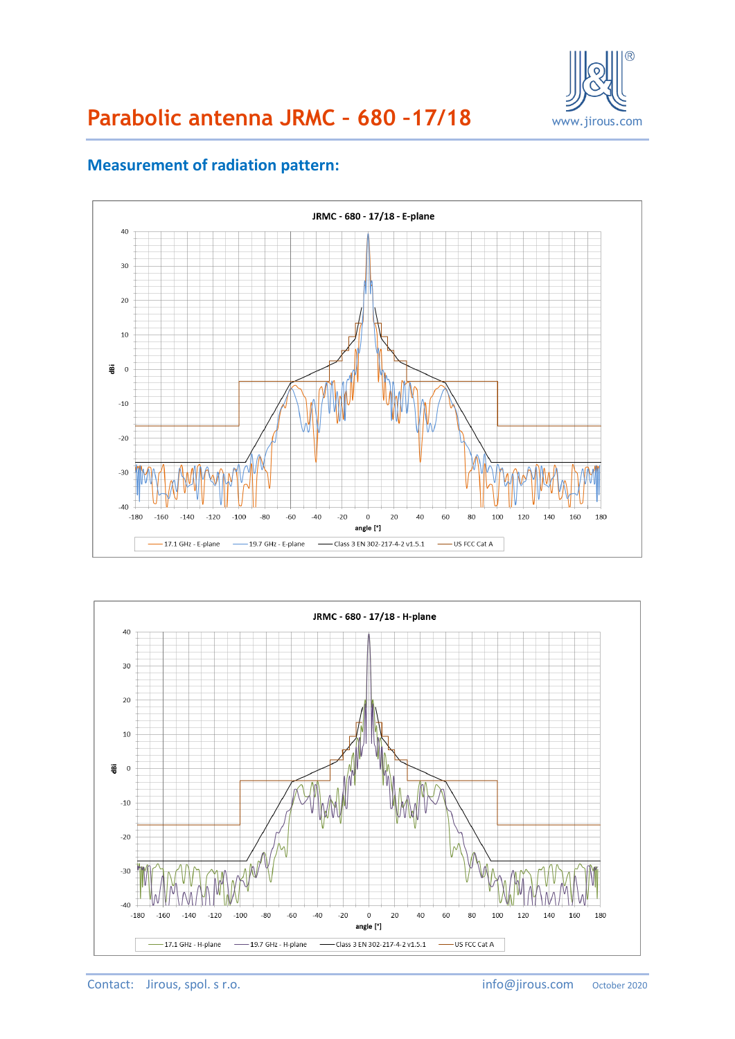# Parabolic antenna JRMC – 680 –17/18

## Measurement of radiation pattern:

JRMC - 680 - 17/18 - E-plane

dBi

40
30
20
10
0
-10
-20
-30
-40

-180 -160 -140 -120 -100 -80 -60 -40 -20 0 20 40 60 80 100 120 140 160 180

angle [°]

17.1 GHz - E-plane
19.7 GHz - E-plane
Class 3 EN 302-217-4-2 v1.5.1
US FCC Cat A

JRMC - 680 - 17/18 - H-plane

dBi

40
30
20
10
0
-10
-20
-30
-40

-180 -160 -140 -120 -100 -80 -60 -40 -20 0 20 40 60 80 100 120 140 160 180

angle [°]

17.1 GHz - H-plane
19.7 GHz - H-plane
Class 3 EN 302-217-4-2 v1.5.1
US FCC Cat A

Contact: Jirous, spol. s r.o. info@jirous.com October 2020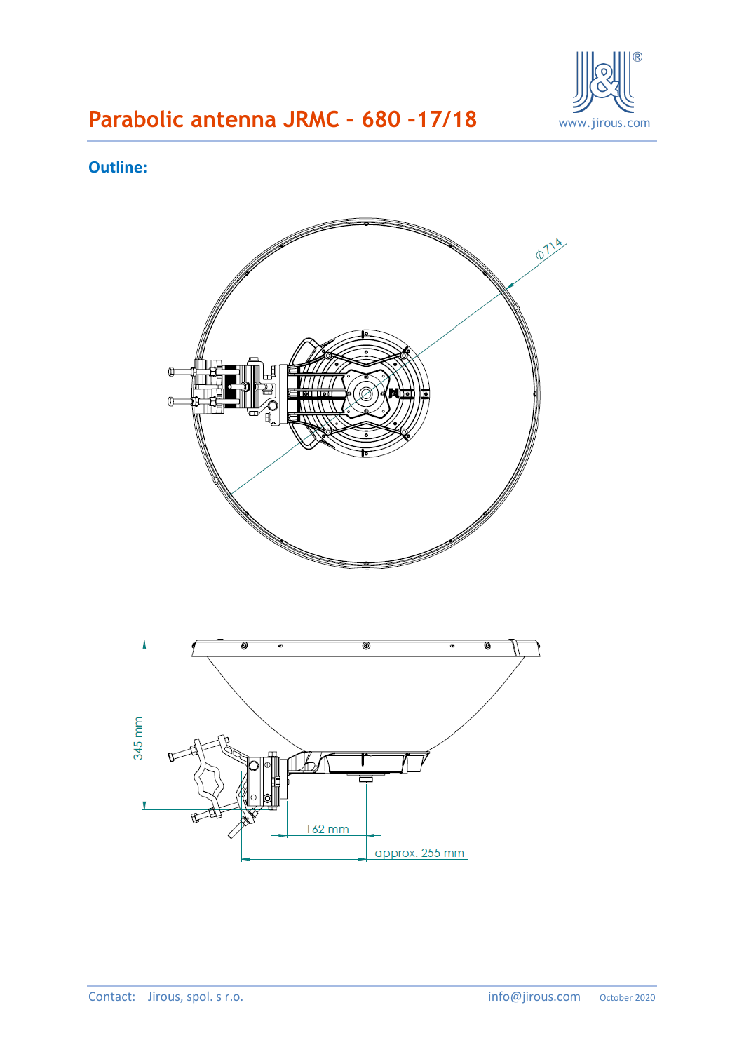# Parabolic antenna JRMC – 680 –17/18

## Outline:

ϕ714

345 mm

162 mm

approx. 255 mm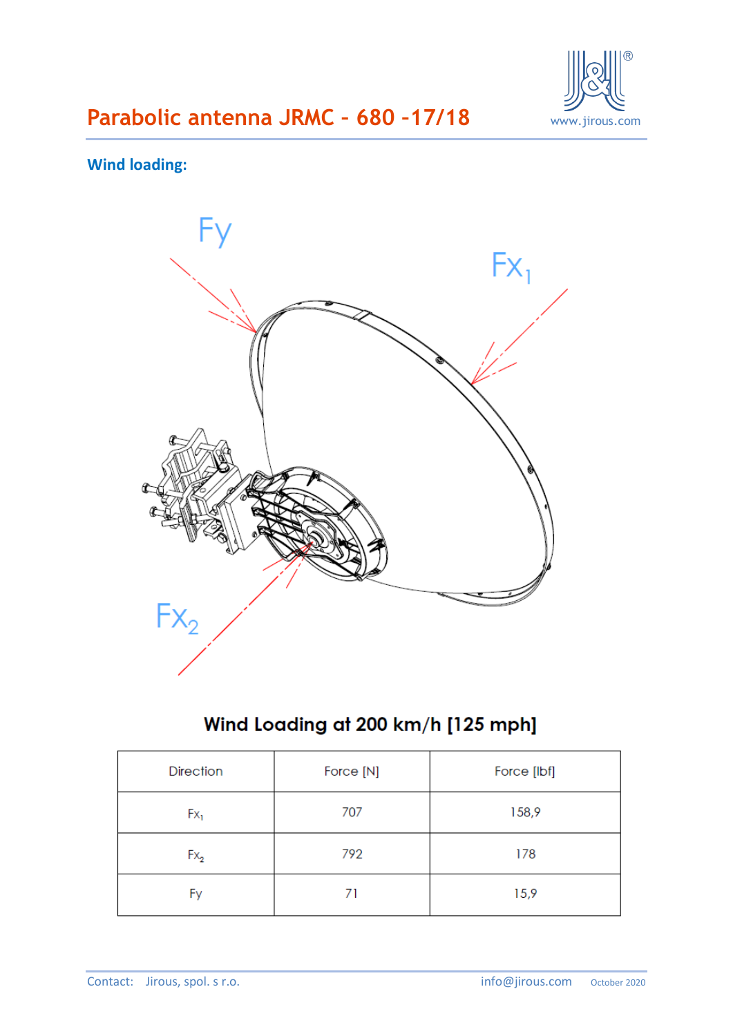# Parabolic antenna JRMC – 680 –17/18

## Wind loading:

Fy

$Fx_1$

$Fx_2$

**Wind Loading at 200 km/h [125 mph]**

| Direction | Force [N] | Force [lbf] |
|---|---|---|
| $Fx_1$ | 707 | 158,9 |
| $Fx_2$ | 792 | 178 |
| Fy | 71 | 15,9 |

Contact: Jirous, spol. s r.o. info@jirous.com October 2020